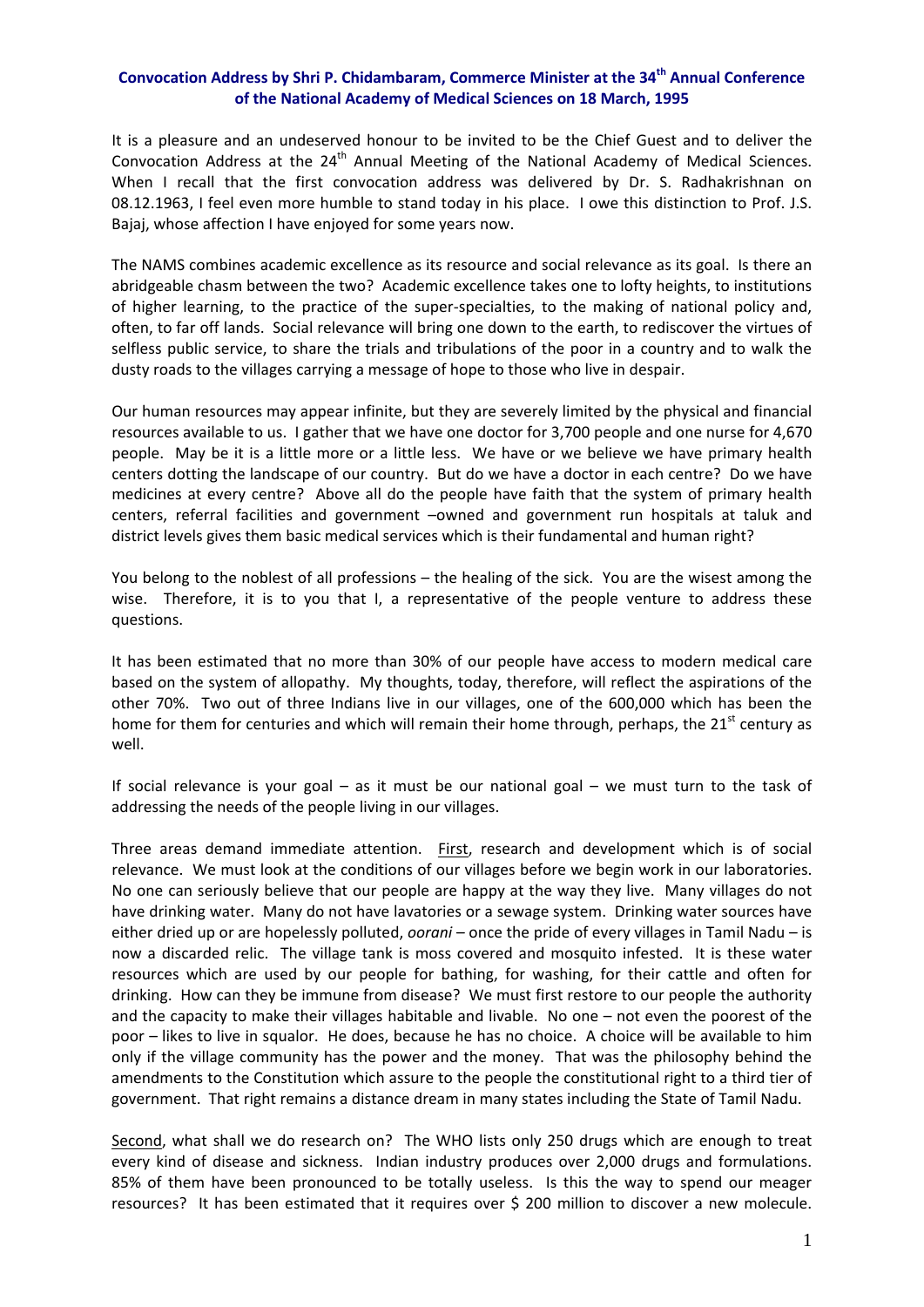**Convocation Address by Shri P. Chidambaram, Commerce Minister at the 34th Annual Conference of the National Academy of Medical Sciences on 18 March, 1995**

It is a pleasure and an undeserved honour to be invited to be the Chief Guest and to deliver the Convocation Address at the 24th Annual Meeting of the National Academy of Medical Sciences. When I recall that the first convocation address was delivered by Dr. S. Radhakrishnan on 08.12.1963, I feel even more humble to stand today in his place. I owe this distinction to Prof. J.S. Bajaj, whose affection I have enjoyed for some years now.

The NAMS combines academic excellence as its resource and social relevance as its goal. Is there an abridgeable chasm between the two? Academic excellence takes one to lofty heights, to institutions of higher learning, to the practice of the super-specialties, to the making of national policy and, often, to far off lands. Social relevance will bring one down to the earth, to rediscover the virtues of selfless public service, to share the trials and tribulations of the poor in a country and to walk the dusty roads to the villages carrying a message of hope to those who live in despair.

Our human resources may appear infinite, but they are severely limited by the physical and financial resources available to us. I gather that we have one doctor for 3,700 people and one nurse for 4,670 people. May be it is a little more or a little less. We have or we believe we have primary health centers dotting the landscape of our country. But do we have a doctor in each centre? Do we have medicines at every centre? Above all do the people have faith that the system of primary health centers, referral facilities and government –owned and government run hospitals at taluk and district levels gives them basic medical services which is their fundamental and human right?

You belong to the noblest of all professions – the healing of the sick. You are the wisest among the wise. Therefore, it is to you that I, a representative of the people venture to address these questions.

It has been estimated that no more than 30% of our people have access to modern medical care based on the system of allopathy. My thoughts, today, therefore, will reflect the aspirations of the other 70%. Two out of three Indians live in our villages, one of the 600,000 which has been the home for them for centuries and which will remain their home through, perhaps, the 21st century as well.

If social relevance is your goal – as it must be our national goal – we must turn to the task of addressing the needs of the people living in our villages.

Three areas demand immediate attention. First, research and development which is of social relevance. We must look at the conditions of our villages before we begin work in our laboratories. No one can seriously believe that our people are happy at the way they live. Many villages do not have drinking water. Many do not have lavatories or a sewage system. Drinking water sources have either dried up or are hopelessly polluted, *oorani* – once the pride of every villages in Tamil Nadu – is now a discarded relic. The village tank is moss covered and mosquito infested. It is these water resources which are used by our people for bathing, for washing, for their cattle and often for drinking. How can they be immune from disease? We must first restore to our people the authority and the capacity to make their villages habitable and livable. No one – not even the poorest of the poor – likes to live in squalor. He does, because he has no choice. A choice will be available to him only if the village community has the power and the money. That was the philosophy behind the amendments to the Constitution which assure to the people the constitutional right to a third tier of government. That right remains a distance dream in many states including the State of Tamil Nadu.

Second, what shall we do research on? The WHO lists only 250 drugs which are enough to treat every kind of disease and sickness. Indian industry produces over 2,000 drugs and formulations. 85% of them have been pronounced to be totally useless. Is this the way to spend our meager resources? It has been estimated that it requires over $ 200 million to discover a new molecule.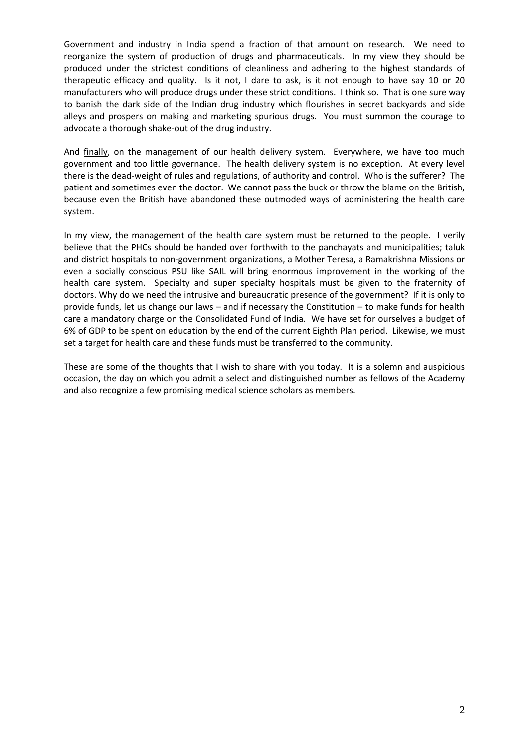Government and industry in India spend a fraction of that amount on research. We need to reorganize the system of production of drugs and pharmaceuticals. In my view they should be produced under the strictest conditions of cleanliness and adhering to the highest standards of therapeutic efficacy and quality. Is it not, I dare to ask, is it not enough to have say 10 or 20 manufacturers who will produce drugs under these strict conditions. I think so. That is one sure way to banish the dark side of the Indian drug industry which flourishes in secret backyards and side alleys and prospers on making and marketing spurious drugs. You must summon the courage to advocate a thorough shake-out of the drug industry.

And <u>finally</u>, on the management of our health delivery system. Everywhere, we have too much government and too little governance. The health delivery system is no exception. At every level there is the dead-weight of rules and regulations, of authority and control. Who is the sufferer? The patient and sometimes even the doctor. We cannot pass the buck or throw the blame on the British, because even the British have abandoned these outmoded ways of administering the health care system.

In my view, the management of the health care system must be returned to the people. I verily believe that the PHCs should be handed over forthwith to the panchayats and municipalities; taluk and district hospitals to non-government organizations, a Mother Teresa, a Ramakrishna Missions or even a socially conscious PSU like SAIL will bring enormous improvement in the working of the health care system. Specialty and super specialty hospitals must be given to the fraternity of doctors. Why do we need the intrusive and bureaucratic presence of the government? If it is only to provide funds, let us change our laws – and if necessary the Constitution – to make funds for health care a mandatory charge on the Consolidated Fund of India. We have set for ourselves a budget of 6% of GDP to be spent on education by the end of the current Eighth Plan period. Likewise, we must set a target for health care and these funds must be transferred to the community.

These are some of the thoughts that I wish to share with you today. It is a solemn and auspicious occasion, the day on which you admit a select and distinguished number as fellows of the Academy and also recognize a few promising medical science scholars as members.